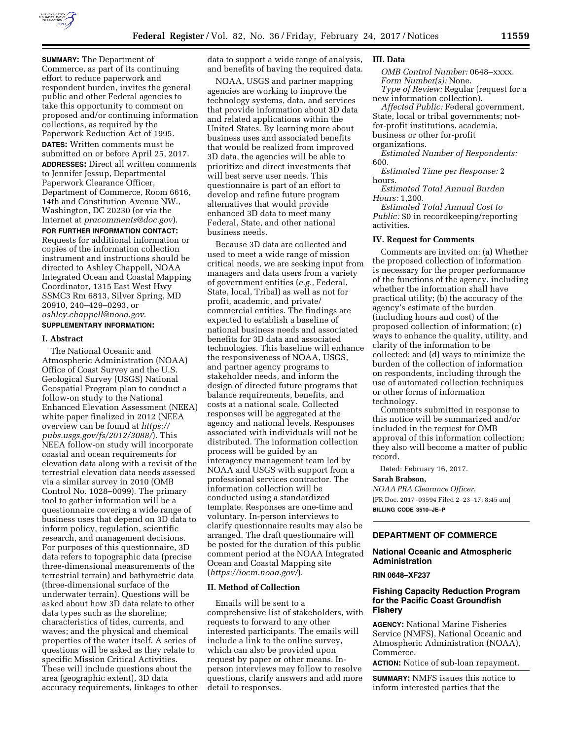**SUMMARY:** The Department of Commerce, as part of its continuing effort to reduce paperwork and respondent burden, invites the general public and other Federal agencies to take this opportunity to comment on proposed and/or continuing information collections, as required by the Paperwork Reduction Act of 1995.

**DATES:** Written comments must be submitted on or before April 25, 2017.

**ADDRESSES:** Direct all written comments to Jennifer Jessup, Departmental Paperwork Clearance Officer, Department of Commerce, Room 6616, 14th and Constitution Avenue NW., Washington, DC 20230 (or via the Internet at *pracomments@doc.gov*).

**FOR FURTHER INFORMATION CONTACT:** Requests for additional information or copies of the information collection instrument and instructions should be directed to Ashley Chappell, NOAA Integrated Ocean and Coastal Mapping Coordinator, 1315 East West Hwy SSMC3 Rm 6813, Silver Spring, MD 20910, 240–429–0293, or *ashley.chappell@noaa.gov*.

**SUPPLEMENTARY INFORMATION:**

## I. Abstract

The National Oceanic and Atmospheric Administration (NOAA) Office of Coast Survey and the U.S. Geological Survey (USGS) National Geospatial Program plan to conduct a follow-on study to the National Enhanced Elevation Assessment (NEEA) white paper finalized in 2012 (NEEA overview can be found at *https://pubs.usgs.gov/fs/2012/3088/*). This NEEA follow-on study will incorporate coastal and ocean requirements for elevation data along with a revisit of the terrestrial elevation data needs assessed via a similar survey in 2010 (OMB Control No. 1028–0099). The primary tool to gather information will be a questionnaire covering a wide range of business uses that depend on 3D data to inform policy, regulation, scientific research, and management decisions. For purposes of this questionnaire, 3D data refers to topographic data (precise three-dimensional measurements of the terrestrial terrain) and bathymetric data (three-dimensional surface of the underwater terrain). Questions will be asked about how 3D data relate to other data types such as the shoreline; characteristics of tides, currents, and waves; and the physical and chemical properties of the water itself. A series of questions will be asked as they relate to specific Mission Critical Activities. These will include questions about the area (geographic extent), 3D data accuracy requirements, linkages to other data to support a wide range of analysis, and benefits of having the required data.

NOAA, USGS and partner mapping agencies are working to improve the technology systems, data, and services that provide information about 3D data and related applications within the United States. By learning more about business uses and associated benefits that would be realized from improved 3D data, the agencies will be able to prioritize and direct investments that will best serve user needs. This questionnaire is part of an effort to develop and refine future program alternatives that would provide enhanced 3D data to meet many Federal, State, and other national business needs.

Because 3D data are collected and used to meet a wide range of mission critical needs, we are seeking input from managers and data users from a variety of government entities (*e.g.,* Federal, State, local, Tribal) as well as not for profit, academic, and private/commercial entities. The findings are expected to establish a baseline of national business needs and associated benefits for 3D data and associated technologies. This baseline will enhance the responsiveness of NOAA, USGS, and partner agency programs to stakeholder needs, and inform the design of directed future programs that balance requirements, benefits, and costs at a national scale. Collected responses will be aggregated at the agency and national levels. Responses associated with individuals will not be distributed. The information collection process will be guided by an interagency management team led by NOAA and USGS with support from a professional services contractor. The information collection will be conducted using a standardized template. Responses are one-time and voluntary. In-person interviews to clarify questionnaire results may also be arranged. The draft questionnaire will be posted for the duration of this public comment period at the NOAA Integrated Ocean and Coastal Mapping site (*https://iocm.noaa.gov/*).

## II. Method of Collection

Emails will be sent to a comprehensive list of stakeholders, with requests to forward to any other interested participants. The emails will include a link to the online survey, which can also be provided upon request by paper or other means. In-person interviews may follow to resolve questions, clarify answers and add more detail to responses.

## III. Data

*OMB Control Number:* 0648–xxxx.

*Form Number(s):* None.

*Type of Review:* Regular (request for a new information collection).

*Affected Public:* Federal government, State, local or tribal governments; not-for-profit institutions, academia, business or other for-profit organizations.

*Estimated Number of Respondents:* 600.

*Estimated Time per Response:* 2 hours.

*Estimated Total Annual Burden Hours:* 1,200.

*Estimated Total Annual Cost to Public:* $0 in recordkeeping/reporting activities.

## IV. Request for Comments

Comments are invited on: (a) Whether the proposed collection of information is necessary for the proper performance of the functions of the agency, including whether the information shall have practical utility; (b) the accuracy of the agency's estimate of the burden (including hours and cost) of the proposed collection of information; (c) ways to enhance the quality, utility, and clarity of the information to be collected; and (d) ways to minimize the burden of the collection of information on respondents, including through the use of automated collection techniques or other forms of information technology.

Comments submitted in response to this notice will be summarized and/or included in the request for OMB approval of this information collection; they also will become a matter of public record.

Dated: February 16, 2017.

**Sarah Brabson,**

*NOAA PRA Clearance Officer.*

[FR Doc. 2017–03594 Filed 2–23–17; 8:45 am]

**BILLING CODE 3510–JE–P**

---

# DEPARTMENT OF COMMERCE

## National Oceanic and Atmospheric Administration

**RIN 0648–XF237**

## Fishing Capacity Reduction Program for the Pacific Coast Groundfish Fishery

**AGENCY:** National Marine Fisheries Service (NMFS), National Oceanic and Atmospheric Administration (NOAA), Commerce.

**ACTION:** Notice of sub-loan repayment.

**SUMMARY:** NMFS issues this notice to inform interested parties that the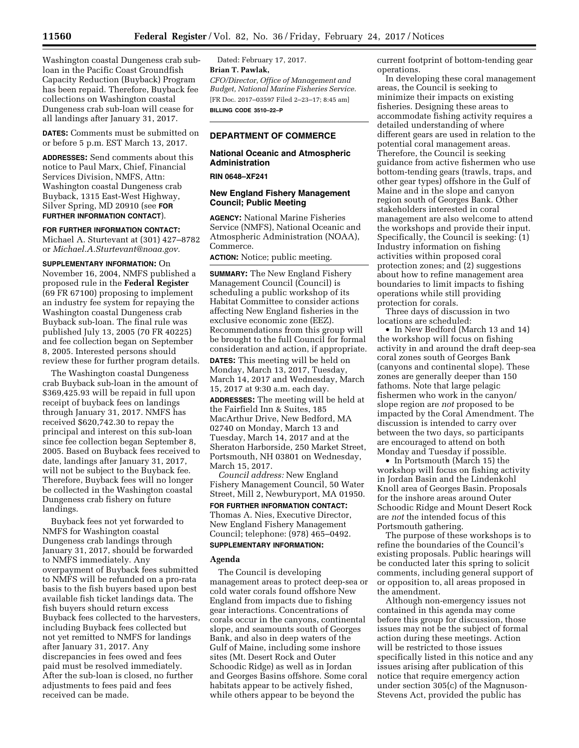Washington coastal Dungeness crab sub-loan in the Pacific Coast Groundfish Capacity Reduction (Buyback) Program has been repaid. Therefore, Buyback fee collections on Washington coastal Dungeness crab sub-loan will cease for all landings after January 31, 2017.

**DATES:** Comments must be submitted on or before 5 p.m. EST March 13, 2017.

**ADDRESSES:** Send comments about this notice to Paul Marx, Chief, Financial Services Division, NMFS, Attn: Washington coastal Dungeness crab Buyback, 1315 East-West Highway, Silver Spring, MD 20910 (see **FOR FURTHER INFORMATION CONTACT**).

**FOR FURTHER INFORMATION CONTACT:** Michael A. Sturtevant at (301) 427–8782 or *Michael.A.Sturtevant@noaa.gov.*

**SUPPLEMENTARY INFORMATION:** On November 16, 2004, NMFS published a proposed rule in the **Federal Register** (69 FR 67100) proposing to implement an industry fee system for repaying the Washington coastal Dungeness crab Buyback sub-loan. The final rule was published July 13, 2005 (70 FR 40225) and fee collection began on September 8, 2005. Interested persons should review these for further program details.

The Washington coastal Dungeness crab Buyback sub-loan in the amount of $369,425.93 will be repaid in full upon receipt of buyback fees on landings through January 31, 2017. NMFS has received $620,742.30 to repay the principal and interest on this sub-loan since fee collection began September 8, 2005. Based on Buyback fees received to date, landings after January 31, 2017, will not be subject to the Buyback fee. Therefore, Buyback fees will no longer be collected in the Washington coastal Dungeness crab fishery on future landings.

Buyback fees not yet forwarded to NMFS for Washington coastal Dungeness crab landings through January 31, 2017, should be forwarded to NMFS immediately. Any overpayment of Buyback fees submitted to NMFS will be refunded on a pro-rata basis to the fish buyers based upon best available fish ticket landings data. The fish buyers should return excess Buyback fees collected to the harvesters, including Buyback fees collected but not yet remitted to NMFS for landings after January 31, 2017. Any discrepancies in fees owed and fees paid must be resolved immediately. After the sub-loan is closed, no further adjustments to fees paid and fees received can be made.

Dated: February 17, 2017.

**Brian T. Pawlak,**

*CFO/Director, Office of Management and Budget, National Marine Fisheries Service.*

[FR Doc. 2017–03597 Filed 2–23–17; 8:45 am]

**BILLING CODE 3510–22–P**

---

**DEPARTMENT OF COMMERCE**

**National Oceanic and Atmospheric Administration**

**RIN 0648–XF241**

**New England Fishery Management Council; Public Meeting**

**AGENCY:** National Marine Fisheries Service (NMFS), National Oceanic and Atmospheric Administration (NOAA), Commerce.

**ACTION:** Notice; public meeting.

**SUMMARY:** The New England Fishery Management Council (Council) is scheduling a public workshop of its Habitat Committee to consider actions affecting New England fisheries in the exclusive economic zone (EEZ). Recommendations from this group will be brought to the full Council for formal consideration and action, if appropriate.

**DATES:** This meeting will be held on Monday, March 13, 2017, Tuesday, March 14, 2017 and Wednesday, March 15, 2017 at 9:30 a.m. each day.

**ADDRESSES:** The meeting will be held at the Fairfield Inn & Suites, 185 MacArthur Drive, New Bedford, MA 02740 on Monday, March 13 and Tuesday, March 14, 2017 and at the Sheraton Harborside, 250 Market Street, Portsmouth, NH 03801 on Wednesday, March 15, 2017.

*Council address:* New England Fishery Management Council, 50 Water Street, Mill 2, Newburyport, MA 01950.

**FOR FURTHER INFORMATION CONTACT:** Thomas A. Nies, Executive Director, New England Fishery Management Council; telephone: (978) 465–0492.

**SUPPLEMENTARY INFORMATION:**

**Agenda**

The Council is developing management areas to protect deep-sea or cold water corals found offshore New England from impacts due to fishing gear interactions. Concentrations of corals occur in the canyons, continental slope, and seamounts south of Georges Bank, and also in deep waters of the Gulf of Maine, including some inshore sites (Mt. Desert Rock and Outer Schoodic Ridge) as well as in Jordan and Georges Basins offshore. Some coral habitats appear to be actively fished, while others appear to be beyond the current footprint of bottom-tending gear operations.

In developing these coral management areas, the Council is seeking to minimize their impacts on existing fisheries. Designing these areas to accommodate fishing activity requires a detailed understanding of where different gears are used in relation to the potential coral management areas. Therefore, the Council is seeking guidance from active fishermen who use bottom-tending gears (trawls, traps, and other gear types) offshore in the Gulf of Maine and in the slope and canyon region south of Georges Bank. Other stakeholders interested in coral management are also welcome to attend the workshops and provide their input. Specifically, the Council is seeking: (1) Industry information on fishing activities within proposed coral protection zones; and (2) suggestions about how to refine management area boundaries to limit impacts to fishing operations while still providing protection for corals.

Three days of discussion in two locations are scheduled:

- In New Bedford (March 13 and 14) the workshop will focus on fishing activity in and around the draft deep-sea coral zones south of Georges Bank (canyons and continental slope). These zones are generally deeper than 150 fathoms. Note that large pelagic fishermen who work in the canyon/slope region are *not* proposed to be impacted by the Coral Amendment. The discussion is intended to carry over between the two days, so participants are encouraged to attend on both Monday and Tuesday if possible.
- In Portsmouth (March 15) the workshop will focus on fishing activity in Jordan Basin and the Lindenkohl Knoll area of Georges Basin. Proposals for the inshore areas around Outer Schoodic Ridge and Mount Desert Rock are *not* the intended focus of this Portsmouth gathering.

The purpose of these workshops is to refine the boundaries of the Council's existing proposals. Public hearings will be conducted later this spring to solicit comments, including general support of or opposition to, all areas proposed in the amendment.

Although non-emergency issues not contained in this agenda may come before this group for discussion, those issues may not be the subject of formal action during these meetings. Action will be restricted to those issues specifically listed in this notice and any issues arising after publication of this notice that require emergency action under section 305(c) of the Magnuson-Stevens Act, provided the public has